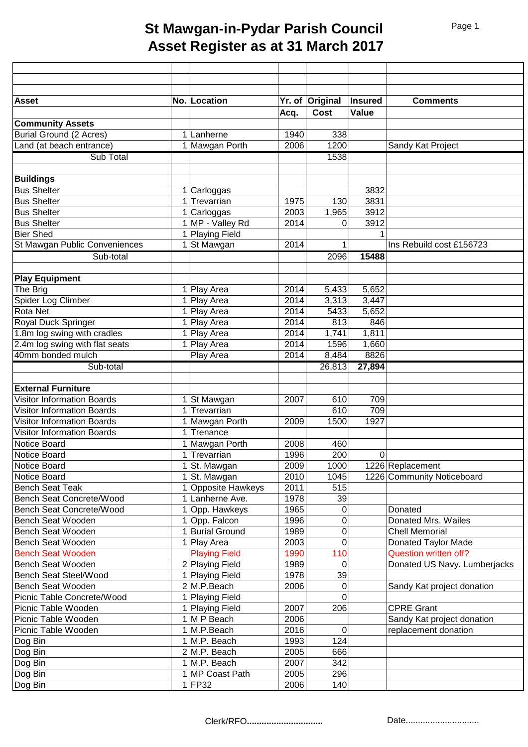# St Mawgan-in-Pydar Parish Council
# Asset Register as at 31 March 2017

| Asset | No. | Location | Yr. of Acq. | Original Cost | Insured Value | Comments |
|---|---|---|---|---|---|---|
| **Community Assets** | | | | | | |
| Burial Ground (2 Acres) | 1 | Lanherne | 1940 | 338 | | |
| Land (at beach entrance) | 1 | Mawgan Porth | 2006 | 1200 | | Sandy Kat Project |
| Sub Total | | | | 1538 | | |
| | | | | | | |
| **Buildings** | | | | | | |
| Bus Shelter | 1 | Carloggas | | | 3832 | |
| Bus Shelter | 1 | Trevarrian | 1975 | 130 | 3831 | |
| Bus Shelter | 1 | Carloggas | 2003 | 1,965 | 3912 | |
| Bus Shelter | 1 | MP - Valley Rd | 2014 | 0 | 3912 | |
| Bier Shed | 1 | Playing Field | | | 1 | |
| St Mawgan Public Conveniences | 1 | St Mawgan | 2014 | 1 | | Ins Rebuild cost £156723 |
| Sub-total | | | | 2096 | **15488** | |
| | | | | | | |
| **Play Equipment** | | | | | | |
| The Brig | 1 | Play Area | 2014 | 5,433 | 5,652 | |
| Spider Log Climber | 1 | Play Area | 2014 | 3,313 | 3,447 | |
| Rota Net | 1 | Play Area | 2014 | 5433 | 5,652 | |
| Royal Duck Springer | 1 | Play Area | 2014 | 813 | 846 | |
| 1.8m log swing with cradles | 1 | Play Area | 2014 | 1,741 | 1,811 | |
| 2.4m log swing with flat seats | 1 | Play Area | 2014 | 1596 | 1,660 | |
| 40mm bonded mulch | | Play Area | 2014 | 8,484 | 8826 | |
| Sub-total | | | | 26,813 | **27,894** | |
| | | | | | | |
| **External Furniture** | | | | | | |
| Visitor Information Boards | 1 | St Mawgan | 2007 | 610 | 709 | |
| Visitor Information Boards | 1 | Trevarrian | | 610 | 709 | |
| Visitor Information Boards | 1 | Mawgan Porth | 2009 | 1500 | 1927 | |
| Visitor Information Boards | 1 | Trenance | | | | |
| Notice Board | 1 | Mawgan Porth | 2008 | 460 | | |
| Notice Board | 1 | Trevarrian | 1996 | 200 | 0 | |
| Notice Board | 1 | St. Mawgan | 2009 | 1000 | 1226 | Replacement |
| Notice Board | 1 | St. Mawgan | 2010 | 1045 | 1226 | Community Noticeboard |
| Bench Seat Teak | 1 | Opposite Hawkeys | 2011 | 515 | | |
| Bench Seat Concrete/Wood | 1 | Lanherne Ave. | 1978 | 39 | | |
| Bench Seat Concrete/Wood | 1 | Opp. Hawkeys | 1965 | 0 | | Donated |
| Bench Seat Wooden | 1 | Opp. Falcon | 1996 | 0 | | Donated Mrs. Wailes |
| Bench Seat Wooden | 1 | Burial Ground | 1989 | 0 | | Chell Memorial |
| Bench Seat Wooden | 1 | Play Area | 2003 | 0 | | Donated Taylor Made |
| Bench Seat Wooden | | Playing Field | 1990 | 110 | | Question written off? |
| Bench Seat Wooden | 2 | Playing Field | 1989 | 0 | | Donated US Navy. Lumberjacks |
| Bench Seat Steel/Wood | 1 | Playing Field | 1978 | 39 | | |
| Bench Seat Wooden | 2 | M.P.Beach | 2006 | 0 | | Sandy Kat project donation |
| Picnic Table Concrete/Wood | 1 | Playing Field | | 0 | | |
| Picnic Table Wooden | 1 | Playing Field | 2007 | 206 | | CPRE Grant |
| Picnic Table Wooden | 1 | M P Beach | 2006 | | | Sandy Kat project donation |
| Picnic Table Wooden | 1 | M.P.Beach | 2016 | 0 | | replacement donation |
| Dog Bin | 1 | M.P. Beach | 1993 | 124 | | |
| Dog Bin | 2 | M.P. Beach | 2005 | 666 | | |
| Dog Bin | 1 | M.P. Beach | 2007 | 342 | | |
| Dog Bin | 1 | MP Coast Path | 2005 | 296 | | |
| Dog Bin | 1 | FP32 | 2006 | 140 | | |

Clerk/RFO**..............................** Date..............................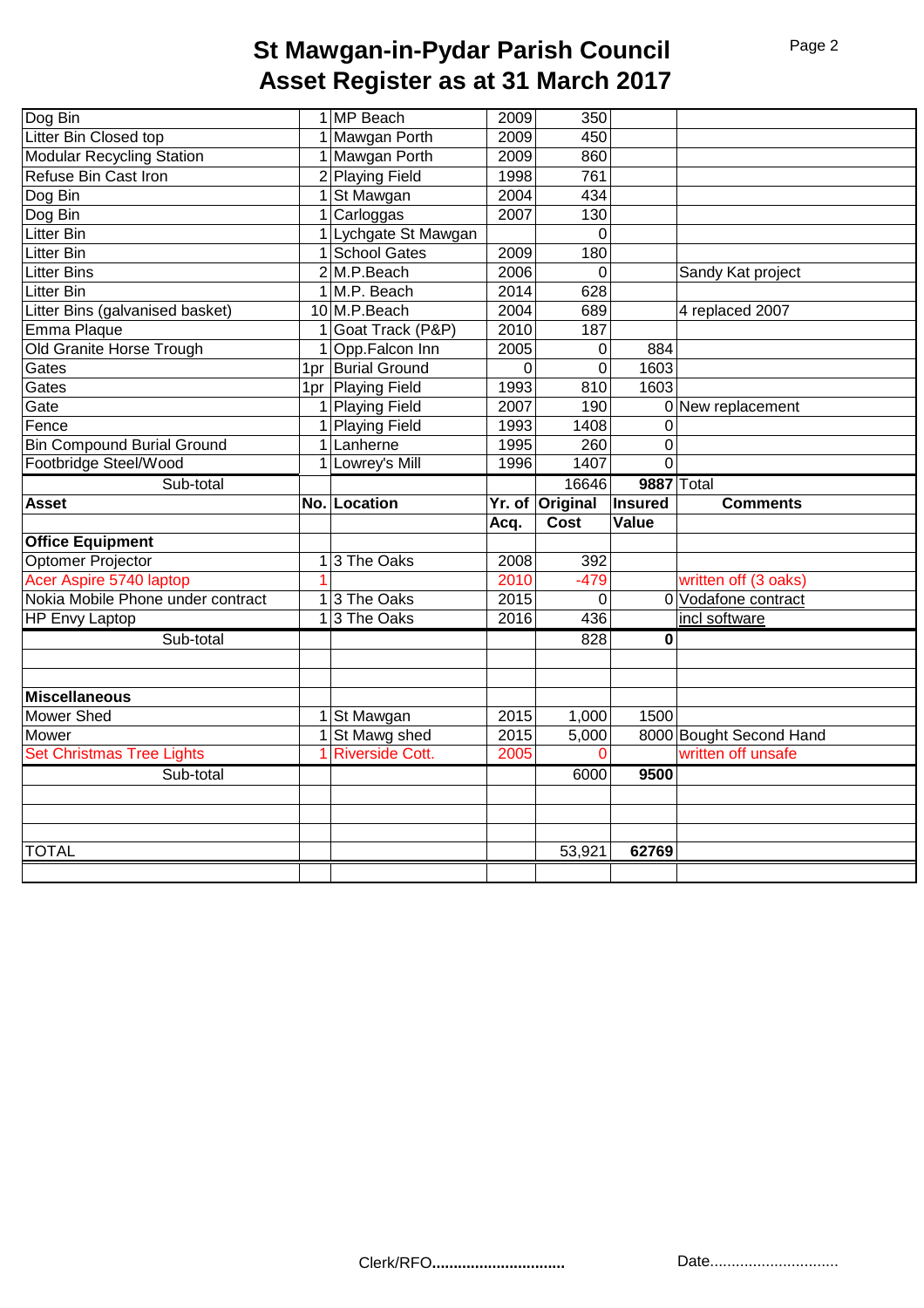# St Mawgan-in-Pydar Parish Council
## Asset Register as at 31 March 2017

| | | | | | | |
|---|---|---|---|---|---|---|
| Dog Bin | 1 | MP Beach | 2009 | 350 | | |
| Litter Bin Closed top | 1 | Mawgan Porth | 2009 | 450 | | |
| Modular Recycling Station | 1 | Mawgan Porth | 2009 | 860 | | |
| Refuse Bin Cast Iron | 2 | Playing Field | 1998 | 761 | | |
| Dog Bin | 1 | St Mawgan | 2004 | 434 | | |
| Dog Bin | 1 | Carloggas | 2007 | 130 | | |
| Litter Bin | 1 | Lychgate St Mawgan | | 0 | | |
| Litter Bin | 1 | School Gates | 2009 | 180 | | |
| Litter Bins | 2 | M.P.Beach | 2006 | 0 | | Sandy Kat project |
| Litter Bin | 1 | M.P. Beach | 2014 | 628 | | |
| Litter Bins (galvanised basket) | 10 | M.P.Beach | 2004 | 689 | | 4 replaced 2007 |
| Emma Plaque | 1 | Goat Track (P&P) | 2010 | 187 | | |
| Old Granite Horse Trough | 1 | Opp.Falcon Inn | 2005 | 0 | 884 | |
| Gates | 1pr | Burial Ground | 0 | 0 | 1603 | |
| Gates | 1pr | Playing Field | 1993 | 810 | 1603 | |
| Gate | 1 | Playing Field | 2007 | 190 | 0 | New replacement |
| Fence | 1 | Playing Field | 1993 | 1408 | 0 | |
| Bin Compound Burial Ground | 1 | Lanherne | 1995 | 260 | 0 | |
| Footbridge Steel/Wood | 1 | Lowrey's Mill | 1996 | 1407 | 0 | |
| Sub-total | | | | 16646 | **9887** | Total |
| **Asset** | **No.** | **Location** | **Yr. of Acq.** | **Original Cost** | **Insured Value** | **Comments** |
| **Office Equipment** | | | | | | |
| Optomer Projector | 1 | 3 The Oaks | 2008 | 392 | | |
| Acer Aspire 5740 laptop | 1 | | 2010 | -479 | | written off (3 oaks) |
| Nokia Mobile Phone under contract | 1 | 3 The Oaks | 2015 | 0 | 0 | Vodafone contract |
| HP Envy Laptop | 1 | 3 The Oaks | 2016 | 436 | | incl software |
| Sub-total | | | | 828 | **0** | |
| | | | | | | |
| | | | | | | |
| **Miscellaneous** | | | | | | |
| Mower Shed | 1 | St Mawgan | 2015 | 1,000 | 1500 | |
| Mower | 1 | St Mawg shed | 2015 | 5,000 | 8000 | Bought Second Hand |
| Set Christmas Tree Lights | 1 | Riverside Cott. | 2005 | 0 | | written off unsafe |
| Sub-total | | | | 6000 | **9500** | |
| | | | | | | |
| | | | | | | |
| | | | | | | |
| TOTAL | | | | 53,921 | **62769** | |

Clerk/RFO..............................                Date..............................